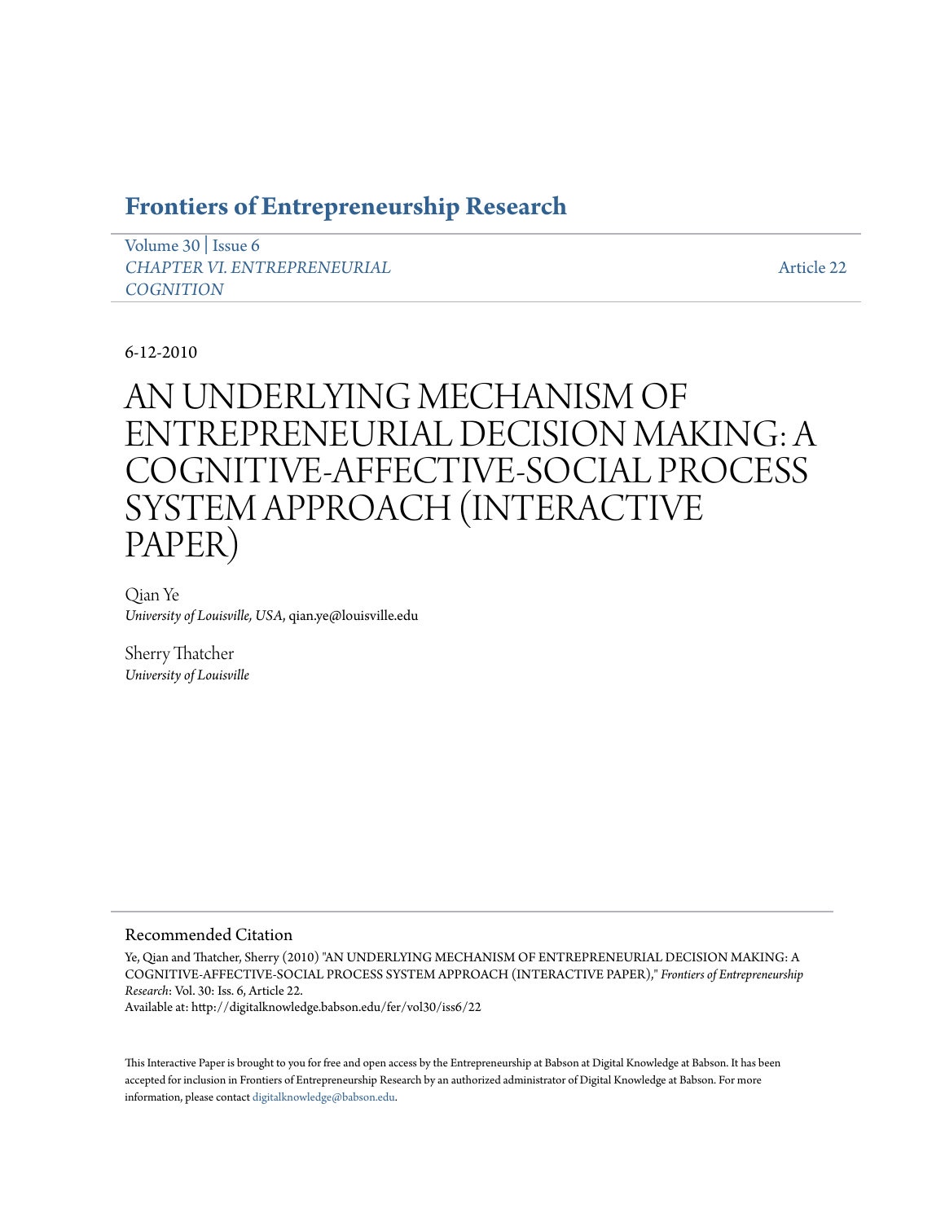# Frontiers of Entrepreneurship Research

Volume 30 | Issue 6
*CHAPTER VI. ENTREPRENEURIAL COGNITION*

Article 22

6-12-2010

# AN UNDERLYING MECHANISM OF ENTREPRENEURIAL DECISION MAKING: A COGNITIVE-AFFECTIVE-SOCIAL PROCESS SYSTEM APPROACH (INTERACTIVE PAPER)

Qian Ye
*University of Louisville, USA*, qian.ye@louisville.edu

Sherry Thatcher
*University of Louisville*

## Recommended Citation

Ye, Qian and Thatcher, Sherry (2010) "AN UNDERLYING MECHANISM OF ENTREPRENEURIAL DECISION MAKING: A COGNITIVE-AFFECTIVE-SOCIAL PROCESS SYSTEM APPROACH (INTERACTIVE PAPER)," *Frontiers of Entrepreneurship Research*: Vol. 30: Iss. 6, Article 22.
Available at: http://digitalknowledge.babson.edu/fer/vol30/iss6/22

This Interactive Paper is brought to you for free and open access by the Entrepreneurship at Babson at Digital Knowledge at Babson. It has been accepted for inclusion in Frontiers of Entrepreneurship Research by an authorized administrator of Digital Knowledge at Babson. For more information, please contact digitalknowledge@babson.edu.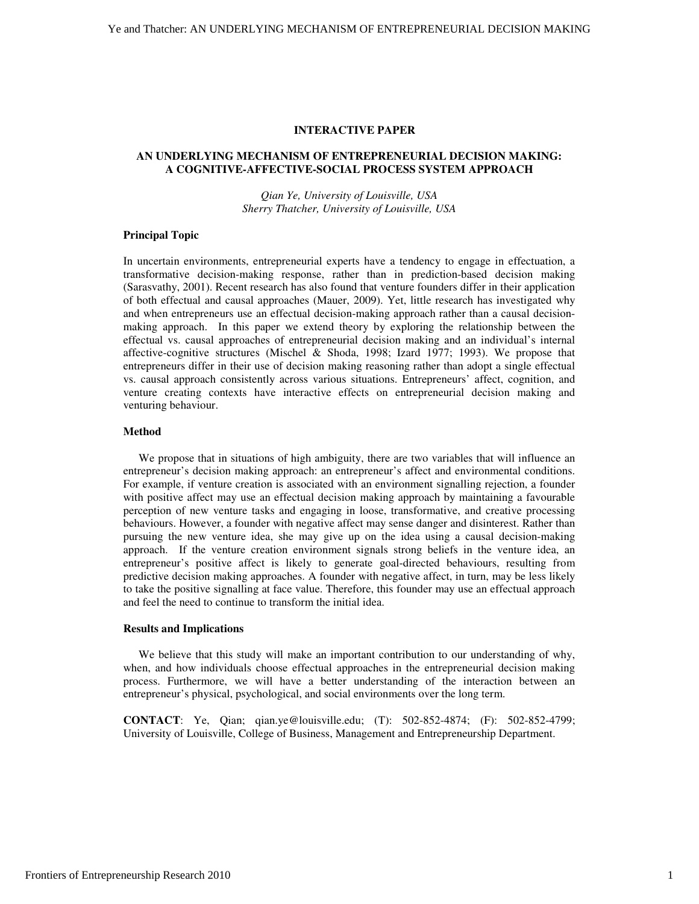**INTERACTIVE PAPER**

# AN UNDERLYING MECHANISM OF ENTREPRENEURIAL DECISION MAKING: A COGNITIVE-AFFECTIVE-SOCIAL PROCESS SYSTEM APPROACH

*Qian Ye, University of Louisville, USA*
*Sherry Thatcher, University of Louisville, USA*

## Principal Topic

In uncertain environments, entrepreneurial experts have a tendency to engage in effectuation, a transformative decision-making response, rather than in prediction-based decision making (Sarasvathy, 2001). Recent research has also found that venture founders differ in their application of both effectual and causal approaches (Mauer, 2009). Yet, little research has investigated why and when entrepreneurs use an effectual decision-making approach rather than a causal decision-making approach. In this paper we extend theory by exploring the relationship between the effectual vs. causal approaches of entrepreneurial decision making and an individual's internal affective-cognitive structures (Mischel & Shoda, 1998; Izard 1977; 1993). We propose that entrepreneurs differ in their use of decision making reasoning rather than adopt a single effectual vs. causal approach consistently across various situations. Entrepreneurs' affect, cognition, and venture creating contexts have interactive effects on entrepreneurial decision making and venturing behaviour.

## Method

We propose that in situations of high ambiguity, there are two variables that will influence an entrepreneur's decision making approach: an entrepreneur's affect and environmental conditions. For example, if venture creation is associated with an environment signalling rejection, a founder with positive affect may use an effectual decision making approach by maintaining a favourable perception of new venture tasks and engaging in loose, transformative, and creative processing behaviours. However, a founder with negative affect may sense danger and disinterest. Rather than pursuing the new venture idea, she may give up on the idea using a causal decision-making approach. If the venture creation environment signals strong beliefs in the venture idea, an entrepreneur's positive affect is likely to generate goal-directed behaviours, resulting from predictive decision making approaches. A founder with negative affect, in turn, may be less likely to take the positive signalling at face value. Therefore, this founder may use an effectual approach and feel the need to continue to transform the initial idea.

## Results and Implications

We believe that this study will make an important contribution to our understanding of why, when, and how individuals choose effectual approaches in the entrepreneurial decision making process. Furthermore, we will have a better understanding of the interaction between an entrepreneur's physical, psychological, and social environments over the long term.

**CONTACT**: Ye, Qian; qian.ye@louisville.edu; (T): 502-852-4874; (F): 502-852-4799; University of Louisville, College of Business, Management and Entrepreneurship Department.